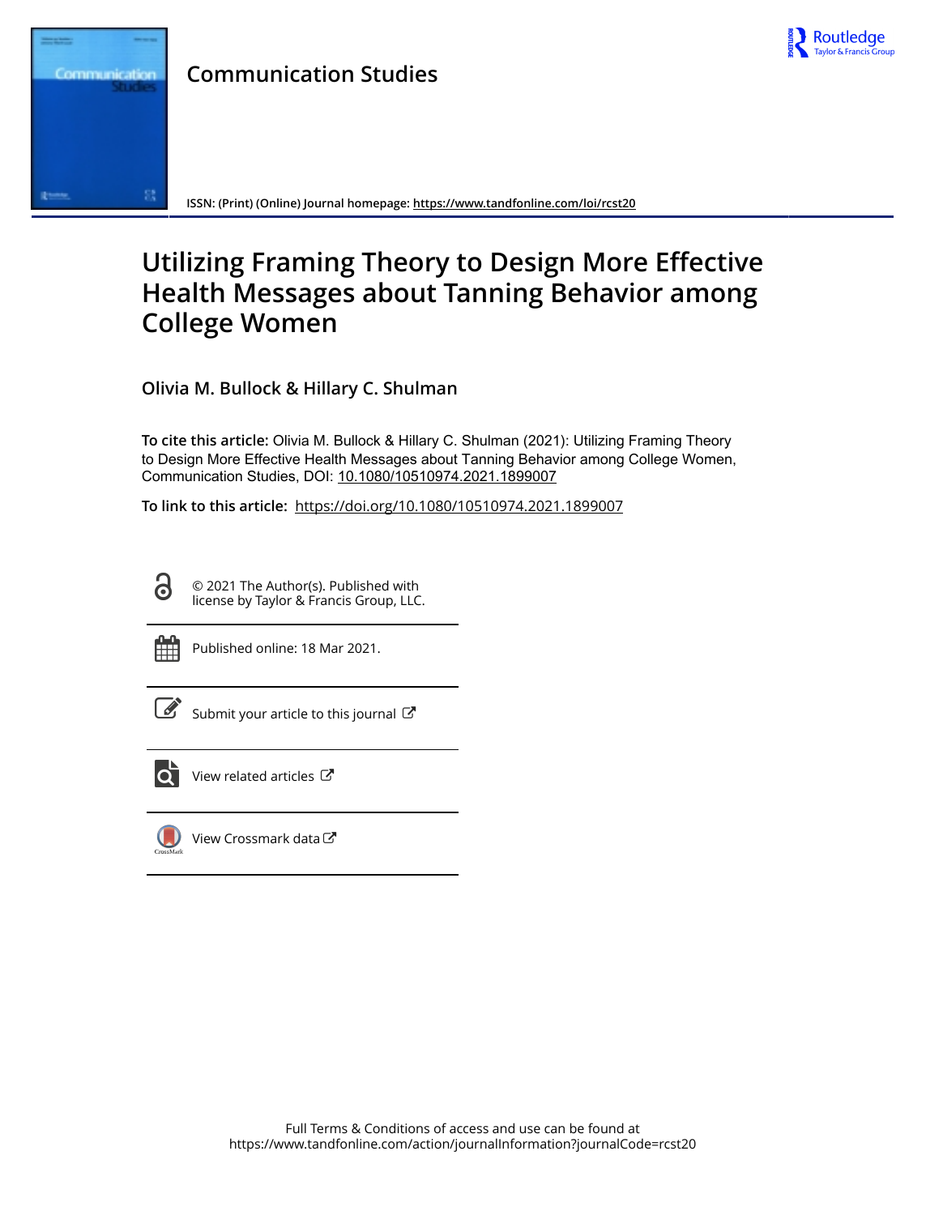**Communication Studies**

ISSN: (Print) (Online) Journal homepage: https://www.tandfonline.com/loi/rcst20

# Utilizing Framing Theory to Design More Effective Health Messages about Tanning Behavior among College Women

**Olivia M. Bullock & Hillary C. Shulman**

**To cite this article:** Olivia M. Bullock & Hillary C. Shulman (2021): Utilizing Framing Theory to Design More Effective Health Messages about Tanning Behavior among College Women, Communication Studies, DOI: 10.1080/10510974.2021.1899007

**To link to this article:** https://doi.org/10.1080/10510974.2021.1899007

© 2021 The Author(s). Published with license by Taylor & Francis Group, LLC.

Published online: 18 Mar 2021.

Submit your article to this journal

View related articles

View Crossmark data

Full Terms & Conditions of access and use can be found at https://www.tandfonline.com/action/journalInformation?journalCode=rcst20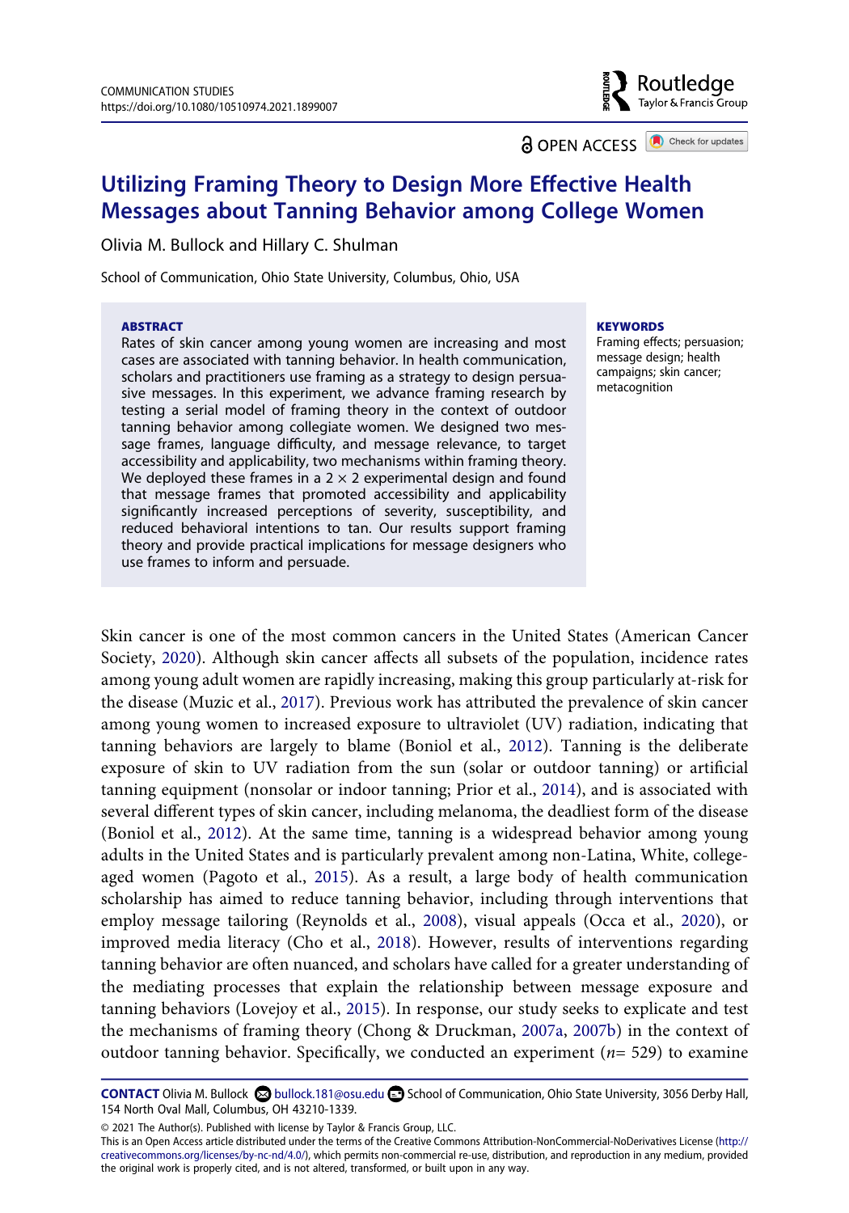# Utilizing Framing Theory to Design More Effective Health Messages about Tanning Behavior among College Women

Olivia M. Bullock and Hillary C. Shulman

School of Communication, Ohio State University, Columbus, Ohio, USA

**ABSTRACT**

Rates of skin cancer among young women are increasing and most cases are associated with tanning behavior. In health communication, scholars and practitioners use framing as a strategy to design persuasive messages. In this experiment, we advance framing research by testing a serial model of framing theory in the context of outdoor tanning behavior among collegiate women. We designed two message frames, language difficulty, and message relevance, to target accessibility and applicability, two mechanisms within framing theory. We deployed these frames in a $2 \times 2$ experimental design and found that message frames that promoted accessibility and applicability significantly increased perceptions of severity, susceptibility, and reduced behavioral intentions to tan. Our results support framing theory and provide practical implications for message designers who use frames to inform and persuade.

**KEYWORDS**

Framing effects; persuasion; message design; health campaigns; skin cancer; metacognition

Skin cancer is one of the most common cancers in the United States (American Cancer Society, 2020). Although skin cancer affects all subsets of the population, incidence rates among young adult women are rapidly increasing, making this group particularly at-risk for the disease (Muzic et al., 2017). Previous work has attributed the prevalence of skin cancer among young women to increased exposure to ultraviolet (UV) radiation, indicating that tanning behaviors are largely to blame (Boniol et al., 2012). Tanning is the deliberate exposure of skin to UV radiation from the sun (solar or outdoor tanning) or artificial tanning equipment (nonsolar or indoor tanning; Prior et al., 2014), and is associated with several different types of skin cancer, including melanoma, the deadliest form of the disease (Boniol et al., 2012). At the same time, tanning is a widespread behavior among young adults in the United States and is particularly prevalent among non-Latina, White, college-aged women (Pagoto et al., 2015). As a result, a large body of health communication scholarship has aimed to reduce tanning behavior, including through interventions that employ message tailoring (Reynolds et al., 2008), visual appeals (Occa et al., 2020), or improved media literacy (Cho et al., 2018). However, results of interventions regarding tanning behavior are often nuanced, and scholars have called for a greater understanding of the mediating processes that explain the relationship between message exposure and tanning behaviors (Lovejoy et al., 2015). In response, our study seeks to explicate and test the mechanisms of framing theory (Chong & Druckman, 2007a, 2007b) in the context of outdoor tanning behavior. Specifically, we conducted an experiment ($n$= 529) to examine

**CONTACT** Olivia M. Bullock bullock.181@osu.edu School of Communication, Ohio State University, 3056 Derby Hall, 154 North Oval Mall, Columbus, OH 43210-1339.

© 2021 The Author(s). Published with license by Taylor & Francis Group, LLC.
This is an Open Access article distributed under the terms of the Creative Commons Attribution-NonCommercial-NoDerivatives License (http://creativecommons.org/licenses/by-nc-nd/4.0/), which permits non-commercial re-use, distribution, and reproduction in any medium, provided the original work is properly cited, and is not altered, transformed, or built upon in any way.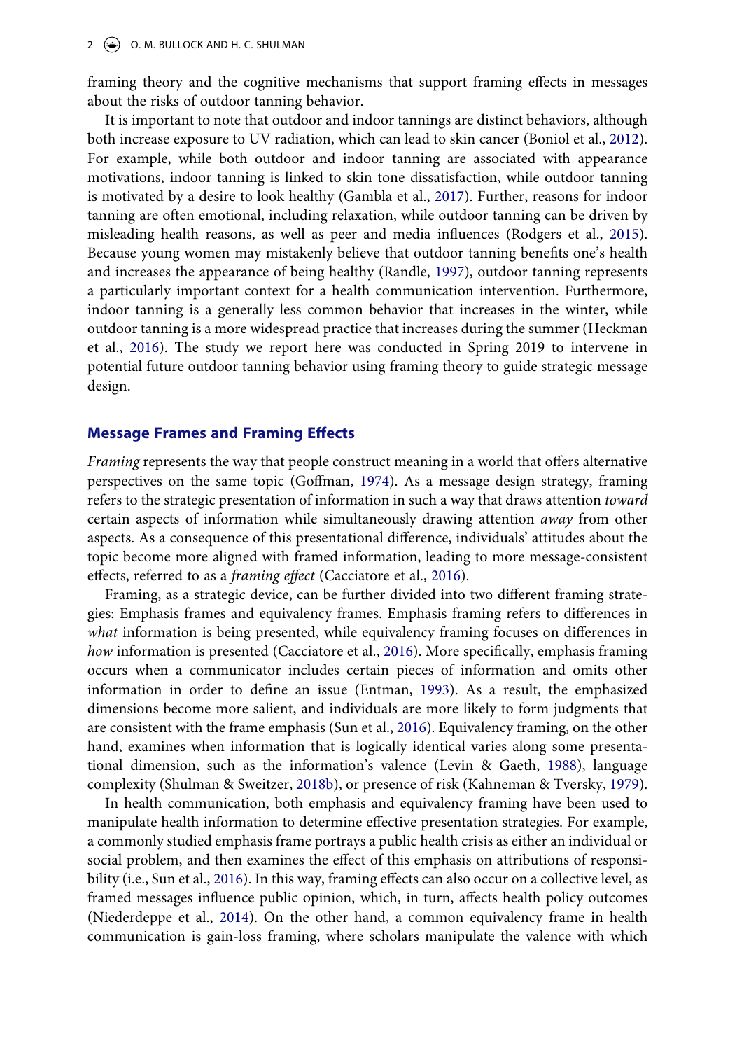framing theory and the cognitive mechanisms that support framing effects in messages about the risks of outdoor tanning behavior.

It is important to note that outdoor and indoor tannings are distinct behaviors, although both increase exposure to UV radiation, which can lead to skin cancer (Boniol et al., 2012). For example, while both outdoor and indoor tanning are associated with appearance motivations, indoor tanning is linked to skin tone dissatisfaction, while outdoor tanning is motivated by a desire to look healthy (Gambla et al., 2017). Further, reasons for indoor tanning are often emotional, including relaxation, while outdoor tanning can be driven by misleading health reasons, as well as peer and media influences (Rodgers et al., 2015). Because young women may mistakenly believe that outdoor tanning benefits one's health and increases the appearance of being healthy (Randle, 1997), outdoor tanning represents a particularly important context for a health communication intervention. Furthermore, indoor tanning is a generally less common behavior that increases in the winter, while outdoor tanning is a more widespread practice that increases during the summer (Heckman et al., 2016). The study we report here was conducted in Spring 2019 to intervene in potential future outdoor tanning behavior using framing theory to guide strategic message design.

## Message Frames and Framing Effects

*Framing* represents the way that people construct meaning in a world that offers alternative perspectives on the same topic (Goffman, 1974). As a message design strategy, framing refers to the strategic presentation of information in such a way that draws attention *toward* certain aspects of information while simultaneously drawing attention *away* from other aspects. As a consequence of this presentational difference, individuals' attitudes about the topic become more aligned with framed information, leading to more message-consistent effects, referred to as a *framing effect* (Cacciatore et al., 2016).

Framing, as a strategic device, can be further divided into two different framing strategies: Emphasis frames and equivalency frames. Emphasis framing refers to differences in *what* information is being presented, while equivalency framing focuses on differences in *how* information is presented (Cacciatore et al., 2016). More specifically, emphasis framing occurs when a communicator includes certain pieces of information and omits other information in order to define an issue (Entman, 1993). As a result, the emphasized dimensions become more salient, and individuals are more likely to form judgments that are consistent with the frame emphasis (Sun et al., 2016). Equivalency framing, on the other hand, examines when information that is logically identical varies along some presentational dimension, such as the information's valence (Levin & Gaeth, 1988), language complexity (Shulman & Sweitzer, 2018b), or presence of risk (Kahneman & Tversky, 1979).

In health communication, both emphasis and equivalency framing have been used to manipulate health information to determine effective presentation strategies. For example, a commonly studied emphasis frame portrays a public health crisis as either an individual or social problem, and then examines the effect of this emphasis on attributions of responsibility (i.e., Sun et al., 2016). In this way, framing effects can also occur on a collective level, as framed messages influence public opinion, which, in turn, affects health policy outcomes (Niederdeppe et al., 2014). On the other hand, a common equivalency frame in health communication is gain-loss framing, where scholars manipulate the valence with which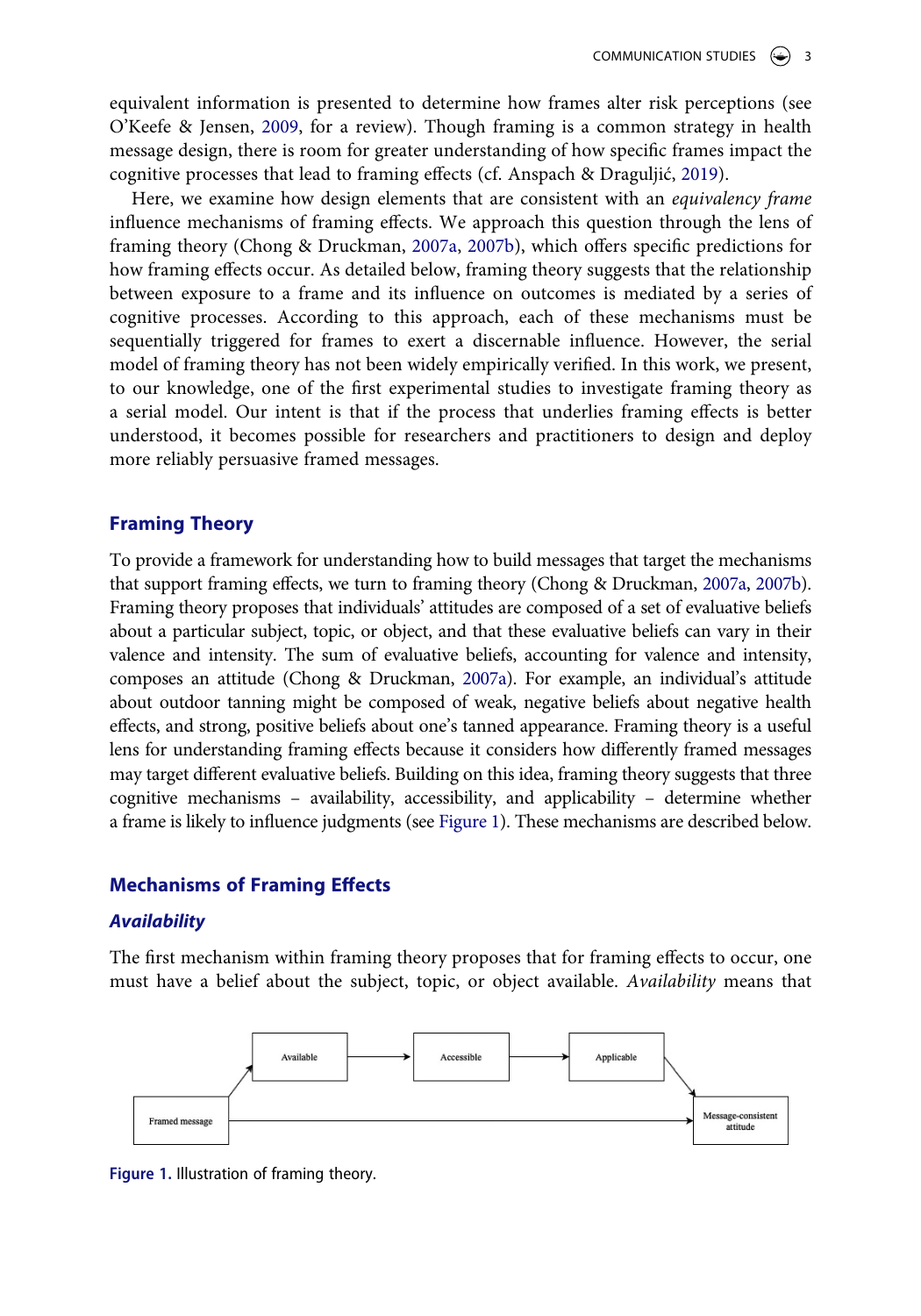equivalent information is presented to determine how frames alter risk perceptions (see O'Keefe & Jensen, 2009, for a review). Though framing is a common strategy in health message design, there is room for greater understanding of how specific frames impact the cognitive processes that lead to framing effects (cf. Anspach & Draguljić, 2019).

Here, we examine how design elements that are consistent with an *equivalency frame* influence mechanisms of framing effects. We approach this question through the lens of framing theory (Chong & Druckman, 2007a, 2007b), which offers specific predictions for how framing effects occur. As detailed below, framing theory suggests that the relationship between exposure to a frame and its influence on outcomes is mediated by a series of cognitive processes. According to this approach, each of these mechanisms must be sequentially triggered for frames to exert a discernable influence. However, the serial model of framing theory has not been widely empirically verified. In this work, we present, to our knowledge, one of the first experimental studies to investigate framing theory as a serial model. Our intent is that if the process that underlies framing effects is better understood, it becomes possible for researchers and practitioners to design and deploy more reliably persuasive framed messages.

## Framing Theory

To provide a framework for understanding how to build messages that target the mechanisms that support framing effects, we turn to framing theory (Chong & Druckman, 2007a, 2007b). Framing theory proposes that individuals' attitudes are composed of a set of evaluative beliefs about a particular subject, topic, or object, and that these evaluative beliefs can vary in their valence and intensity. The sum of evaluative beliefs, accounting for valence and intensity, composes an attitude (Chong & Druckman, 2007a). For example, an individual's attitude about outdoor tanning might be composed of weak, negative beliefs about negative health effects, and strong, positive beliefs about one's tanned appearance. Framing theory is a useful lens for understanding framing effects because it considers how differently framed messages may target different evaluative beliefs. Building on this idea, framing theory suggests that three cognitive mechanisms – availability, accessibility, and applicability – determine whether a frame is likely to influence judgments (see Figure 1). These mechanisms are described below.

## Mechanisms of Framing Effects

### *Availability*

The first mechanism within framing theory proposes that for framing effects to occur, one must have a belief about the subject, topic, or object available. *Availability* means that

Framed message → Available → Accessible → Applicable → Message-consistent attitude; Framed message → Message-consistent attitude

**Figure 1.** Illustration of framing theory.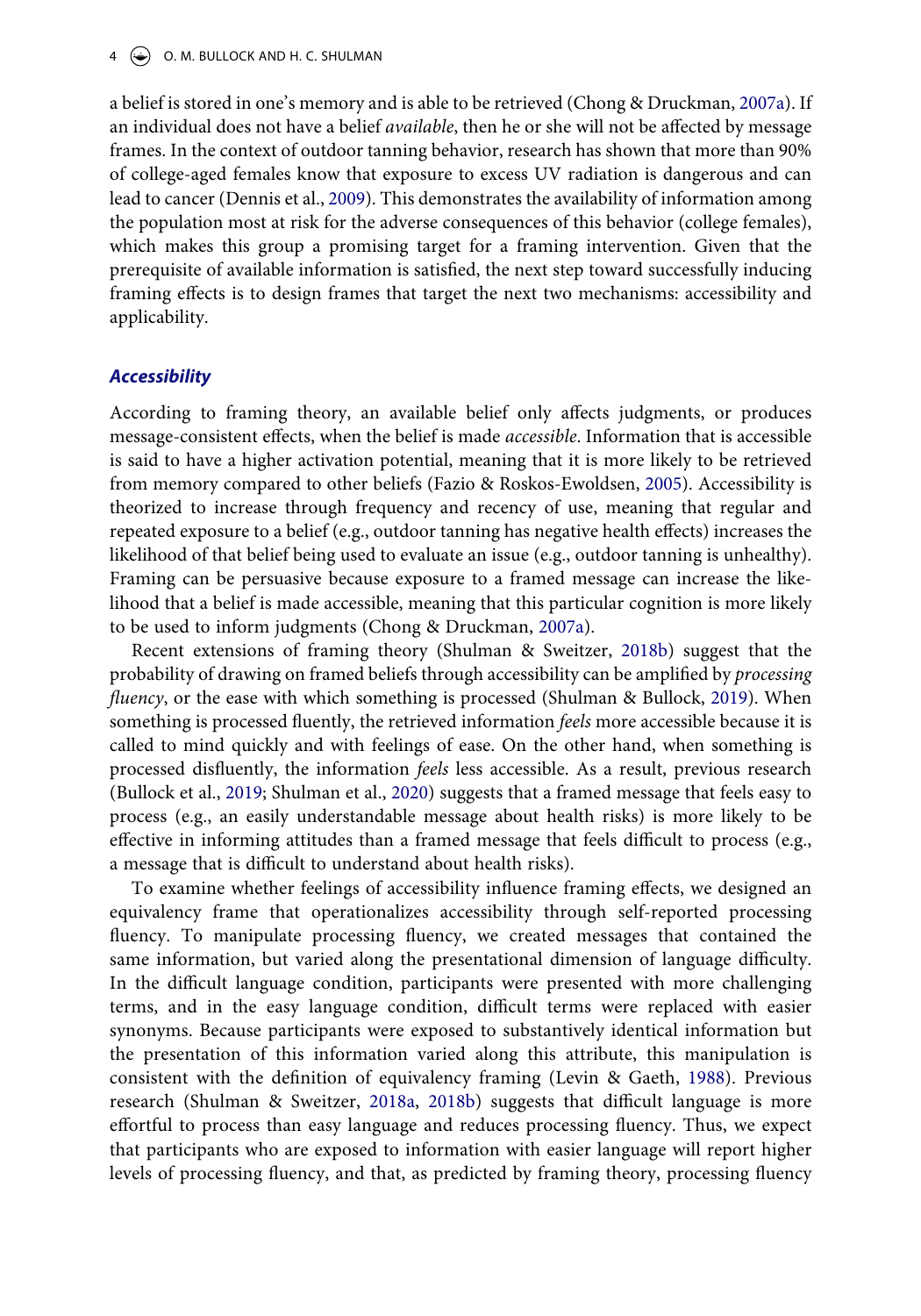a belief is stored in one's memory and is able to be retrieved (Chong & Druckman, 2007a). If an individual does not have a belief *available*, then he or she will not be affected by message frames. In the context of outdoor tanning behavior, research has shown that more than 90% of college-aged females know that exposure to excess UV radiation is dangerous and can lead to cancer (Dennis et al., 2009). This demonstrates the availability of information among the population most at risk for the adverse consequences of this behavior (college females), which makes this group a promising target for a framing intervention. Given that the prerequisite of available information is satisfied, the next step toward successfully inducing framing effects is to design frames that target the next two mechanisms: accessibility and applicability.

### *Accessibility*

According to framing theory, an available belief only affects judgments, or produces message-consistent effects, when the belief is made *accessible*. Information that is accessible is said to have a higher activation potential, meaning that it is more likely to be retrieved from memory compared to other beliefs (Fazio & Roskos-Ewoldsen, 2005). Accessibility is theorized to increase through frequency and recency of use, meaning that regular and repeated exposure to a belief (e.g., outdoor tanning has negative health effects) increases the likelihood of that belief being used to evaluate an issue (e.g., outdoor tanning is unhealthy). Framing can be persuasive because exposure to a framed message can increase the likelihood that a belief is made accessible, meaning that this particular cognition is more likely to be used to inform judgments (Chong & Druckman, 2007a).

Recent extensions of framing theory (Shulman & Sweitzer, 2018b) suggest that the probability of drawing on framed beliefs through accessibility can be amplified by *processing fluency*, or the ease with which something is processed (Shulman & Bullock, 2019). When something is processed fluently, the retrieved information *feels* more accessible because it is called to mind quickly and with feelings of ease. On the other hand, when something is processed disfluently, the information *feels* less accessible. As a result, previous research (Bullock et al., 2019; Shulman et al., 2020) suggests that a framed message that feels easy to process (e.g., an easily understandable message about health risks) is more likely to be effective in informing attitudes than a framed message that feels difficult to process (e.g., a message that is difficult to understand about health risks).

To examine whether feelings of accessibility influence framing effects, we designed an equivalency frame that operationalizes accessibility through self-reported processing fluency. To manipulate processing fluency, we created messages that contained the same information, but varied along the presentational dimension of language difficulty. In the difficult language condition, participants were presented with more challenging terms, and in the easy language condition, difficult terms were replaced with easier synonyms. Because participants were exposed to substantively identical information but the presentation of this information varied along this attribute, this manipulation is consistent with the definition of equivalency framing (Levin & Gaeth, 1988). Previous research (Shulman & Sweitzer, 2018a, 2018b) suggests that difficult language is more effortful to process than easy language and reduces processing fluency. Thus, we expect that participants who are exposed to information with easier language will report higher levels of processing fluency, and that, as predicted by framing theory, processing fluency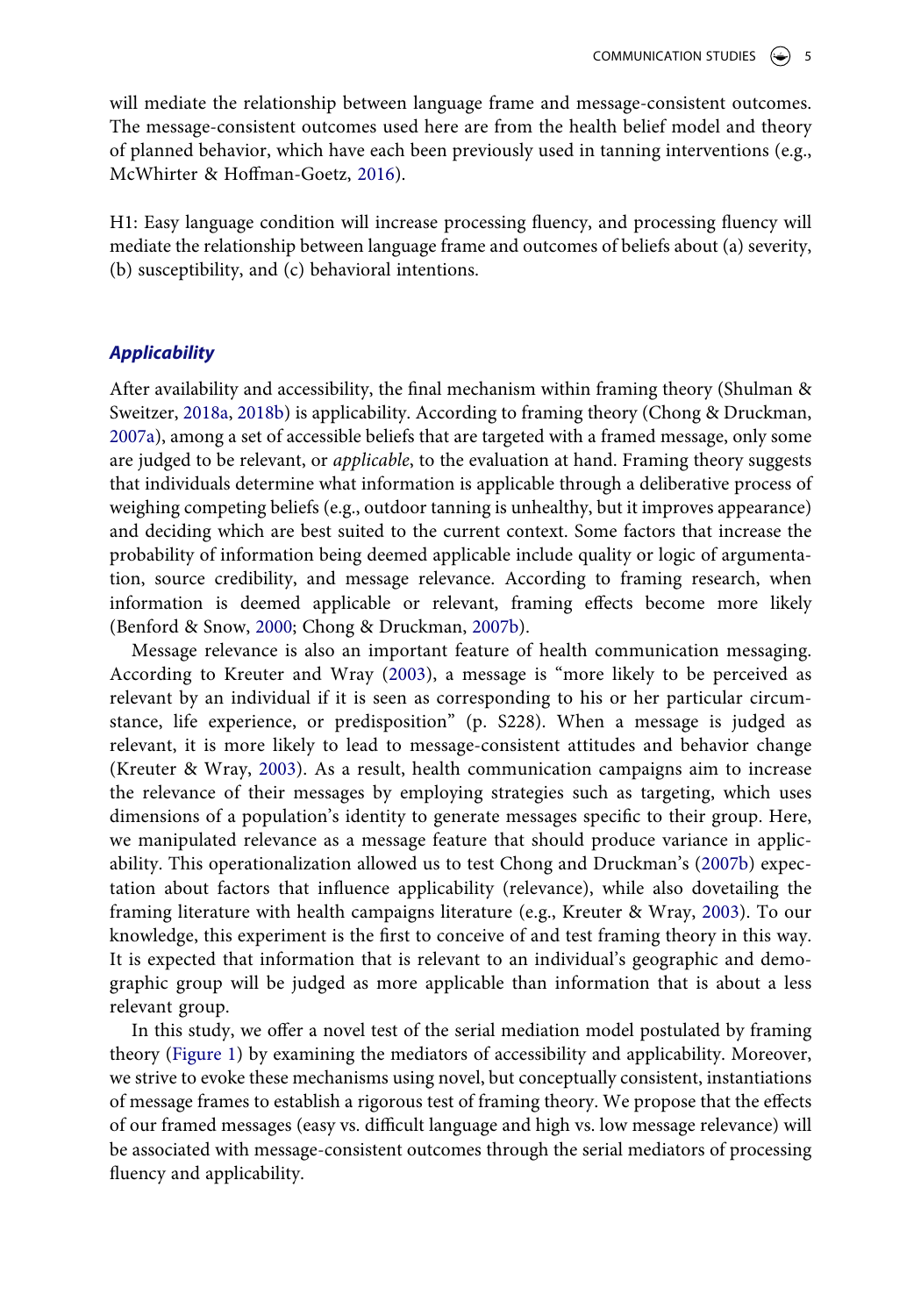will mediate the relationship between language frame and message-consistent outcomes. The message-consistent outcomes used here are from the health belief model and theory of planned behavior, which have each been previously used in tanning interventions (e.g., McWhirter & Hoffman-Goetz, 2016).

H1: Easy language condition will increase processing fluency, and processing fluency will mediate the relationship between language frame and outcomes of beliefs about (a) severity, (b) susceptibility, and (c) behavioral intentions.

### *Applicability*

After availability and accessibility, the final mechanism within framing theory (Shulman & Sweitzer, 2018a, 2018b) is applicability. According to framing theory (Chong & Druckman, 2007a), among a set of accessible beliefs that are targeted with a framed message, only some are judged to be relevant, or *applicable*, to the evaluation at hand. Framing theory suggests that individuals determine what information is applicable through a deliberative process of weighing competing beliefs (e.g., outdoor tanning is unhealthy, but it improves appearance) and deciding which are best suited to the current context. Some factors that increase the probability of information being deemed applicable include quality or logic of argumentation, source credibility, and message relevance. According to framing research, when information is deemed applicable or relevant, framing effects become more likely (Benford & Snow, 2000; Chong & Druckman, 2007b).

Message relevance is also an important feature of health communication messaging. According to Kreuter and Wray (2003), a message is "more likely to be perceived as relevant by an individual if it is seen as corresponding to his or her particular circumstance, life experience, or predisposition" (p. S228). When a message is judged as relevant, it is more likely to lead to message-consistent attitudes and behavior change (Kreuter & Wray, 2003). As a result, health communication campaigns aim to increase the relevance of their messages by employing strategies such as targeting, which uses dimensions of a population's identity to generate messages specific to their group. Here, we manipulated relevance as a message feature that should produce variance in applicability. This operationalization allowed us to test Chong and Druckman's (2007b) expectation about factors that influence applicability (relevance), while also dovetailing the framing literature with health campaigns literature (e.g., Kreuter & Wray, 2003). To our knowledge, this experiment is the first to conceive of and test framing theory in this way. It is expected that information that is relevant to an individual's geographic and demographic group will be judged as more applicable than information that is about a less relevant group.

In this study, we offer a novel test of the serial mediation model postulated by framing theory (Figure 1) by examining the mediators of accessibility and applicability. Moreover, we strive to evoke these mechanisms using novel, but conceptually consistent, instantiations of message frames to establish a rigorous test of framing theory. We propose that the effects of our framed messages (easy vs. difficult language and high vs. low message relevance) will be associated with message-consistent outcomes through the serial mediators of processing fluency and applicability.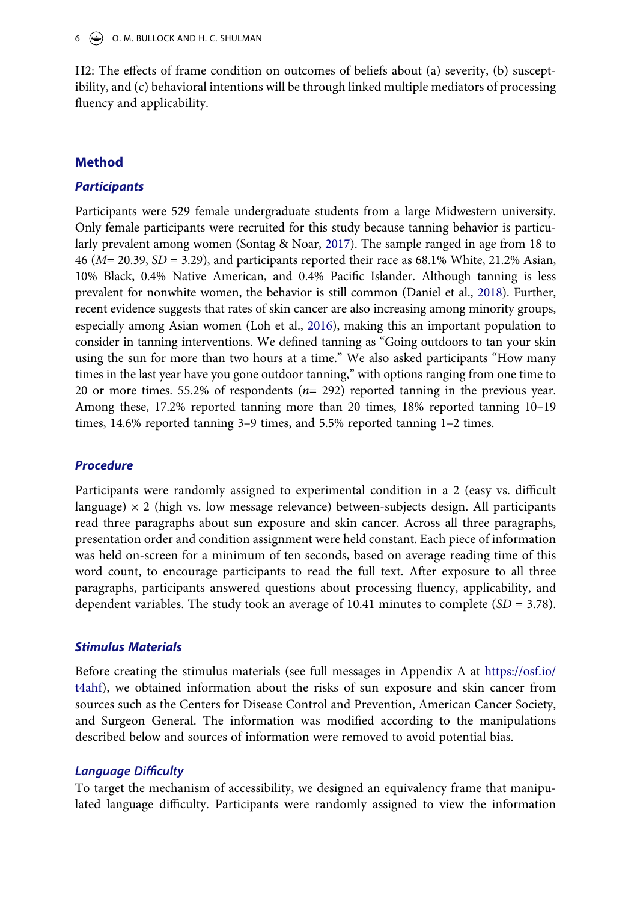H2: The effects of frame condition on outcomes of beliefs about (a) severity, (b) susceptibility, and (c) behavioral intentions will be through linked multiple mediators of processing fluency and applicability.

## Method

### Participants

Participants were 529 female undergraduate students from a large Midwestern university. Only female participants were recruited for this study because tanning behavior is particularly prevalent among women (Sontag & Noar, 2017). The sample ranged in age from 18 to 46 (*M*= 20.39, *SD* = 3.29), and participants reported their race as 68.1% White, 21.2% Asian, 10% Black, 0.4% Native American, and 0.4% Pacific Islander. Although tanning is less prevalent for nonwhite women, the behavior is still common (Daniel et al., 2018). Further, recent evidence suggests that rates of skin cancer are also increasing among minority groups, especially among Asian women (Loh et al., 2016), making this an important population to consider in tanning interventions. We defined tanning as "Going outdoors to tan your skin using the sun for more than two hours at a time." We also asked participants "How many times in the last year have you gone outdoor tanning," with options ranging from one time to 20 or more times. 55.2% of respondents (*n*= 292) reported tanning in the previous year. Among these, 17.2% reported tanning more than 20 times, 18% reported tanning 10–19 times, 14.6% reported tanning 3–9 times, and 5.5% reported tanning 1–2 times.

### Procedure

Participants were randomly assigned to experimental condition in a 2 (easy vs. difficult language) × 2 (high vs. low message relevance) between-subjects design. All participants read three paragraphs about sun exposure and skin cancer. Across all three paragraphs, presentation order and condition assignment were held constant. Each piece of information was held on-screen for a minimum of ten seconds, based on average reading time of this word count, to encourage participants to read the full text. After exposure to all three paragraphs, participants answered questions about processing fluency, applicability, and dependent variables. The study took an average of 10.41 minutes to complete (*SD* = 3.78).

### Stimulus Materials

Before creating the stimulus materials (see full messages in Appendix A at https://osf.io/t4ahf), we obtained information about the risks of sun exposure and skin cancer from sources such as the Centers for Disease Control and Prevention, American Cancer Society, and Surgeon General. The information was modified according to the manipulations described below and sources of information were removed to avoid potential bias.

### Language Difficulty

To target the mechanism of accessibility, we designed an equivalency frame that manipulated language difficulty. Participants were randomly assigned to view the information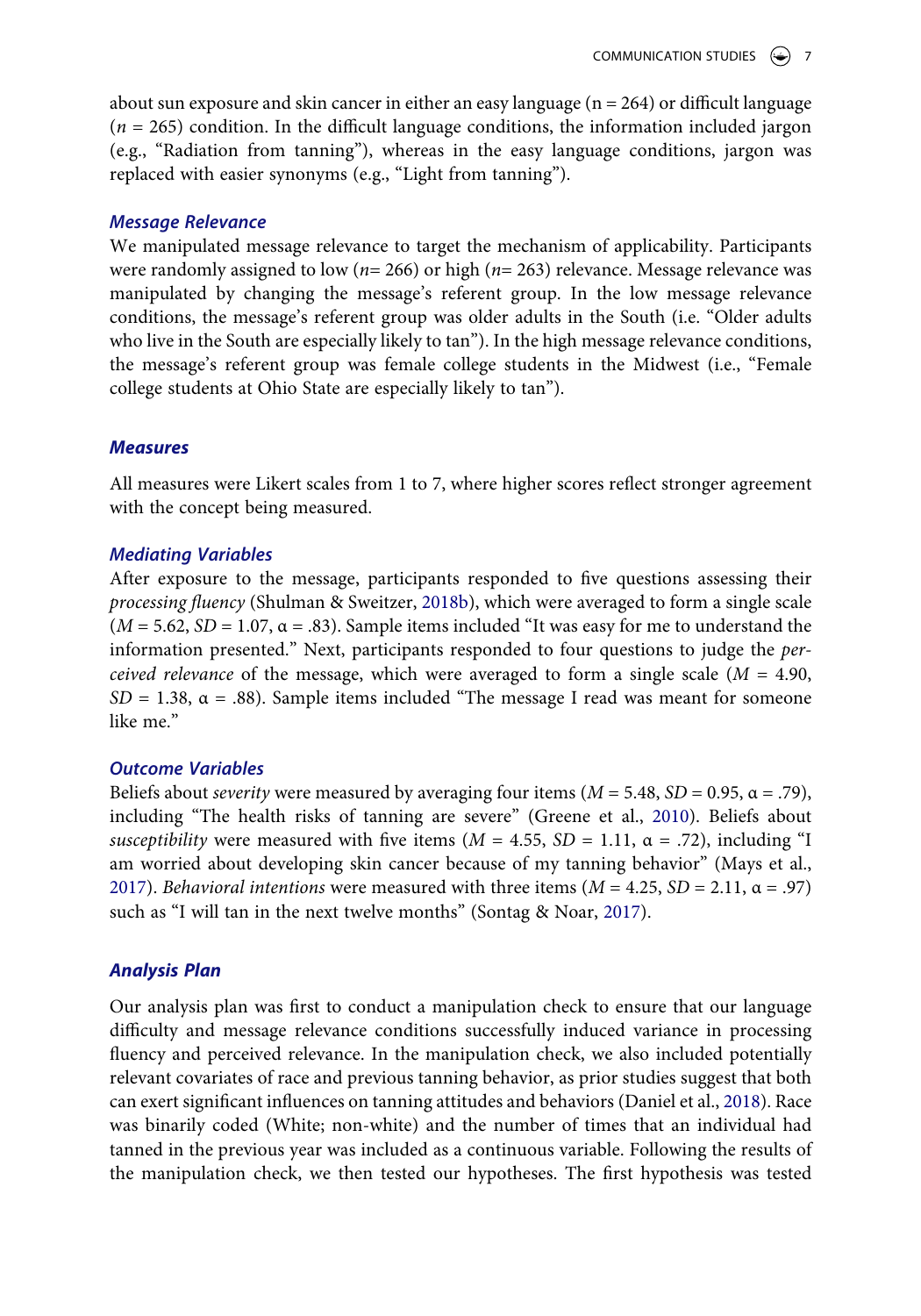about sun exposure and skin cancer in either an easy language ($n = 264$) or difficult language ($n = 265$) condition. In the difficult language conditions, the information included jargon (e.g., "Radiation from tanning"), whereas in the easy language conditions, jargon was replaced with easier synonyms (e.g., "Light from tanning").

### *Message Relevance*

We manipulated message relevance to target the mechanism of applicability. Participants were randomly assigned to low ($n= 266$) or high ($n= 263$) relevance. Message relevance was manipulated by changing the message's referent group. In the low message relevance conditions, the message's referent group was older adults in the South (i.e. "Older adults who live in the South are especially likely to tan"). In the high message relevance conditions, the message's referent group was female college students in the Midwest (i.e., "Female college students at Ohio State are especially likely to tan").

## *Measures*

All measures were Likert scales from 1 to 7, where higher scores reflect stronger agreement with the concept being measured.

### *Mediating Variables*

After exposure to the message, participants responded to five questions assessing their *processing fluency* (Shulman & Sweitzer, 2018b), which were averaged to form a single scale ($M = 5.62$, $SD = 1.07$, $\alpha = .83$). Sample items included "It was easy for me to understand the information presented." Next, participants responded to four questions to judge the *perceived relevance* of the message, which were averaged to form a single scale ($M = 4.90$, $SD = 1.38$, $\alpha = .88$). Sample items included "The message I read was meant for someone like me."

### *Outcome Variables*

Beliefs about *severity* were measured by averaging four items ($M = 5.48$, $SD = 0.95$, $\alpha = .79$), including "The health risks of tanning are severe" (Greene et al., 2010). Beliefs about *susceptibility* were measured with five items ($M = 4.55$, $SD = 1.11$, $\alpha = .72$), including "I am worried about developing skin cancer because of my tanning behavior" (Mays et al., 2017). *Behavioral intentions* were measured with three items ($M = 4.25$, $SD = 2.11$, $\alpha = .97$) such as "I will tan in the next twelve months" (Sontag & Noar, 2017).

## *Analysis Plan*

Our analysis plan was first to conduct a manipulation check to ensure that our language difficulty and message relevance conditions successfully induced variance in processing fluency and perceived relevance. In the manipulation check, we also included potentially relevant covariates of race and previous tanning behavior, as prior studies suggest that both can exert significant influences on tanning attitudes and behaviors (Daniel et al., 2018). Race was binarily coded (White; non-white) and the number of times that an individual had tanned in the previous year was included as a continuous variable. Following the results of the manipulation check, we then tested our hypotheses. The first hypothesis was tested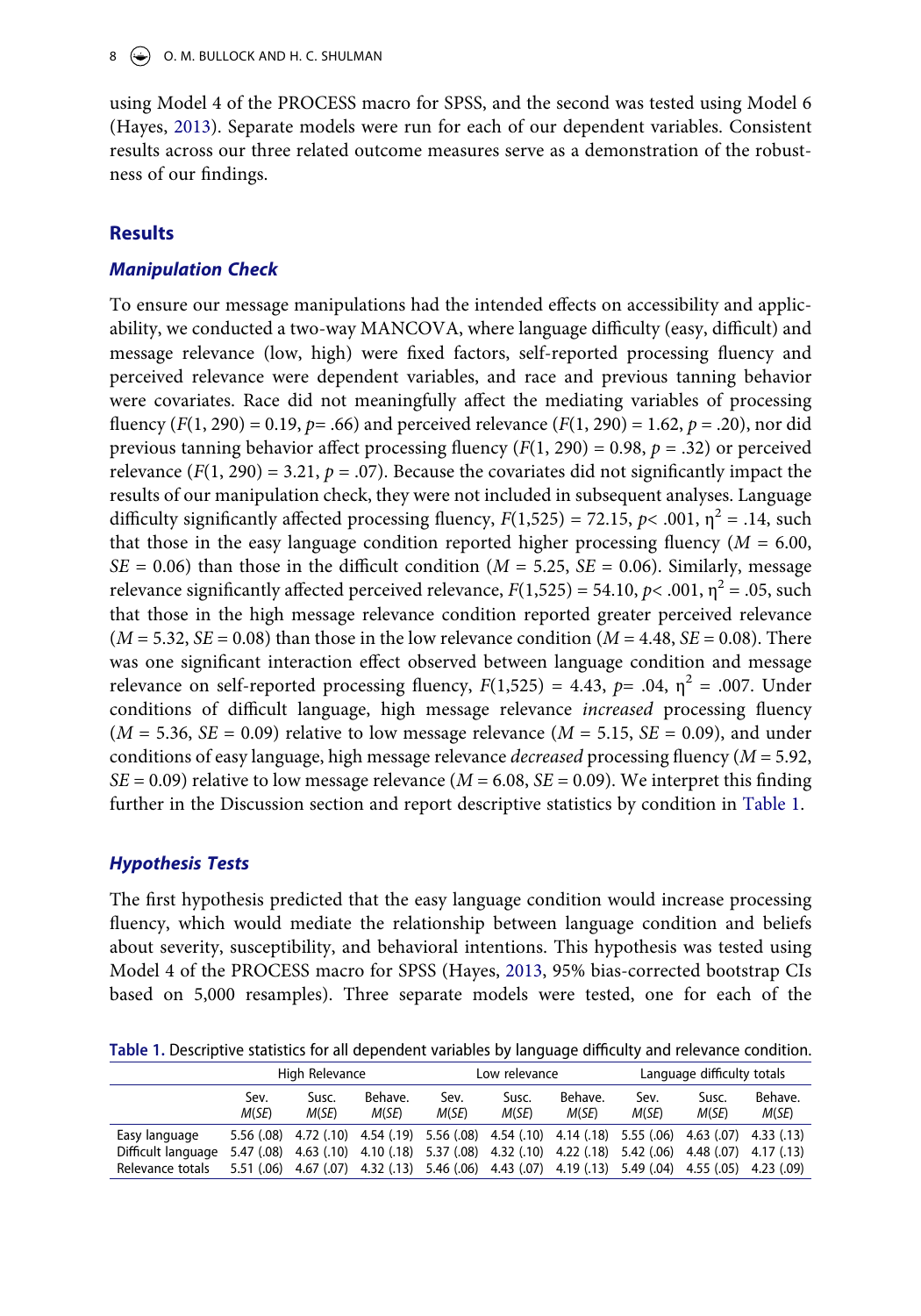using Model 4 of the PROCESS macro for SPSS, and the second was tested using Model 6 (Hayes, 2013). Separate models were run for each of our dependent variables. Consistent results across our three related outcome measures serve as a demonstration of the robustness of our findings.

## Results

### *Manipulation Check*

To ensure our message manipulations had the intended effects on accessibility and applicability, we conducted a two-way MANCOVA, where language difficulty (easy, difficult) and message relevance (low, high) were fixed factors, self-reported processing fluency and perceived relevance were dependent variables, and race and previous tanning behavior were covariates. Race did not meaningfully affect the mediating variables of processing fluency ($F(1, 290) = 0.19$, $p = .66$) and perceived relevance ($F(1, 290) = 1.62$, $p = .20$), nor did previous tanning behavior affect processing fluency ($F(1, 290) = 0.98$, $p = .32$) or perceived relevance ($F(1, 290) = 3.21$, $p = .07$). Because the covariates did not significantly impact the results of our manipulation check, they were not included in subsequent analyses. Language difficulty significantly affected processing fluency, $F(1,525) = 72.15$, $p < .001$, $\eta^2 = .14$, such that those in the easy language condition reported higher processing fluency ($M = 6.00$, $SE = 0.06$) than those in the difficult condition ($M = 5.25$, $SE = 0.06$). Similarly, message relevance significantly affected perceived relevance, $F(1,525) = 54.10$, $p < .001$, $\eta^2 = .05$, such that those in the high message relevance condition reported greater perceived relevance ($M = 5.32$, $SE = 0.08$) than those in the low relevance condition ($M = 4.48$, $SE = 0.08$). There was one significant interaction effect observed between language condition and message relevance on self-reported processing fluency, $F(1,525) = 4.43$, $p = .04$, $\eta^2 = .007$. Under conditions of difficult language, high message relevance *increased* processing fluency ($M = 5.36$, $SE = 0.09$) relative to low message relevance ($M = 5.15$, $SE = 0.09$), and under conditions of easy language, high message relevance *decreased* processing fluency ($M = 5.92$, $SE = 0.09$) relative to low message relevance ($M = 6.08$, $SE = 0.09$). We interpret this finding further in the Discussion section and report descriptive statistics by condition in Table 1.

### *Hypothesis Tests*

The first hypothesis predicted that the easy language condition would increase processing fluency, which would mediate the relationship between language condition and beliefs about severity, susceptibility, and behavioral intentions. This hypothesis was tested using Model 4 of the PROCESS macro for SPSS (Hayes, 2013, 95% bias-corrected bootstrap CIs based on 5,000 resamples). Three separate models were tested, one for each of the

**Table 1.** Descriptive statistics for all dependent variables by language difficulty and relevance condition.

| | High Relevance | | | Low relevance | | | Language difficulty totals | | |
|---|---|---|---|---|---|---|---|---|---|
| | Sev. *M*(*SE*) | Susc. *M*(*SE*) | Behave. *M*(*SE*) | Sev. *M*(*SE*) | Susc. *M*(*SE*) | Behave. *M*(*SE*) | Sev. *M*(*SE*) | Susc. *M*(*SE*) | Behave. *M*(*SE*) |
| Easy language | 5.56 (.08) | 4.72 (.10) | 4.54 (.19) | 5.56 (.08) | 4.54 (.10) | 4.14 (.18) | 5.55 (.06) | 4.63 (.07) | 4.33 (.13) |
| Difficult language | 5.47 (.08) | 4.63 (.10) | 4.10 (.18) | 5.37 (.08) | 4.32 (.10) | 4.22 (.18) | 5.42 (.06) | 4.48 (.07) | 4.17 (.13) |
| Relevance totals | 5.51 (.06) | 4.67 (.07) | 4.32 (.13) | 5.46 (.06) | 4.43 (.07) | 4.19 (.13) | 5.49 (.04) | 4.55 (.05) | 4.23 (.09) |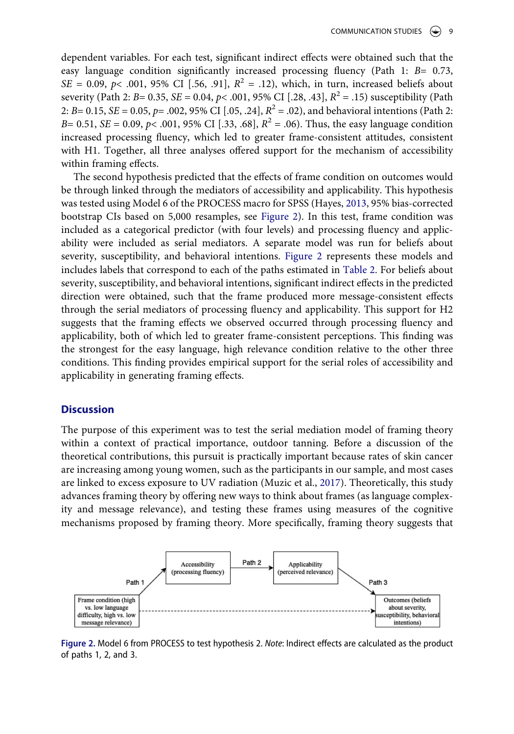dependent variables. For each test, significant indirect effects were obtained such that the easy language condition significantly increased processing fluency (Path 1: *B*= 0.73, *SE* = 0.09, $p< .001$, 95% CI [.56, .91], $R^2$ = .12), which, in turn, increased beliefs about severity (Path 2: *B*= 0.35, *SE* = 0.04, $p< .001$, 95% CI [.28, .43], $R^2$ = .15) susceptibility (Path 2: *B*= 0.15, *SE* = 0.05, $p= .002$, 95% CI [.05, .24], $R^2$ = .02), and behavioral intentions (Path 2: *B*= 0.51, *SE* = 0.09, $p< .001$, 95% CI [.33, .68], $R^2$ = .06). Thus, the easy language condition increased processing fluency, which led to greater frame-consistent attitudes, consistent with H1. Together, all three analyses offered support for the mechanism of accessibility within framing effects.

The second hypothesis predicted that the effects of frame condition on outcomes would be through linked through the mediators of accessibility and applicability. This hypothesis was tested using Model 6 of the PROCESS macro for SPSS (Hayes, 2013, 95% bias-corrected bootstrap CIs based on 5,000 resamples, see Figure 2). In this test, frame condition was included as a categorical predictor (with four levels) and processing fluency and applicability were included as serial mediators. A separate model was run for beliefs about severity, susceptibility, and behavioral intentions. Figure 2 represents these models and includes labels that correspond to each of the paths estimated in Table 2. For beliefs about severity, susceptibility, and behavioral intentions, significant indirect effects in the predicted direction were obtained, such that the frame produced more message-consistent effects through the serial mediators of processing fluency and applicability. This support for H2 suggests that the framing effects we observed occurred through processing fluency and applicability, both of which led to greater frame-consistent perceptions. This finding was the strongest for the easy language, high relevance condition relative to the other three conditions. This finding provides empirical support for the serial roles of accessibility and applicability in generating framing effects.

## Discussion

The purpose of this experiment was to test the serial mediation model of framing theory within a context of practical importance, outdoor tanning. Before a discussion of the theoretical contributions, this pursuit is practically important because rates of skin cancer are increasing among young women, such as the participants in our sample, and most cases are linked to excess exposure to UV radiation (Muzic et al., 2017). Theoretically, this study advances framing theory by offering new ways to think about frames (as language complexity and message relevance), and testing these frames using measures of the cognitive mechanisms proposed by framing theory. More specifically, framing theory suggests that

**Figure 2.** Model 6 from PROCESS to test hypothesis 2. *Note*: Indirect effects are calculated as the product of paths 1, 2, and 3.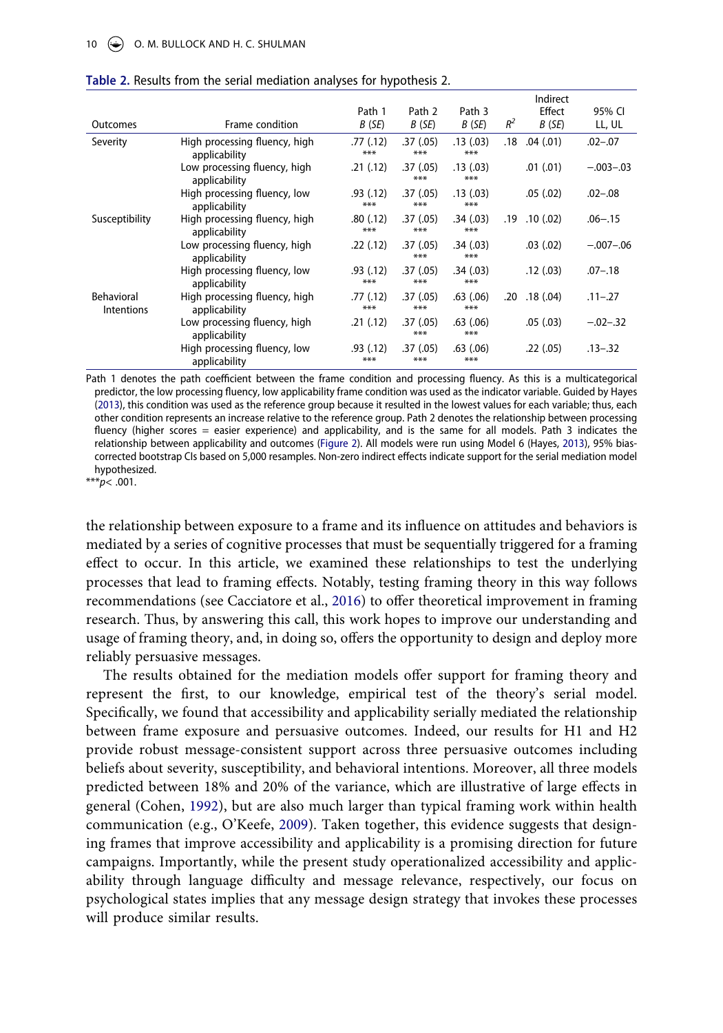**Table 2.** Results from the serial mediation analyses for hypothesis 2.

| Outcomes | Frame condition | Path 1 *B* (*SE*) | Path 2 *B* (*SE*) | Path 3 *B* (*SE*) | $R^2$ | Indirect Effect *B* (*SE*) | 95% CI LL, UL |
|---|---|---|---|---|---|---|---|
| Severity | High processing fluency, high applicability | .77 (.12)*** | .37 (.05)*** | .13 (.03)*** | .18 | .04 (.01) | .02–.07 |
| | Low processing fluency, high applicability | .21 (.12) | .37 (.05)*** | .13 (.03)*** | | .01 (.01) | −.003–.03 |
| | High processing fluency, low applicability | .93 (.12)*** | .37 (.05)*** | .13 (.03)*** | | .05 (.02) | .02–.08 |
| Susceptibility | High processing fluency, high applicability | .80 (.12)*** | .37 (.05)*** | .34 (.03)*** | .19 | .10 (.02) | .06–.15 |
| | Low processing fluency, high applicability | .22 (.12) | .37 (.05)*** | .34 (.03)*** | | .03 (.02) | −.007–.06 |
| | High processing fluency, low applicability | .93 (.12)*** | .37 (.05)*** | .34 (.03)*** | | .12 (.03) | .07–.18 |
| Behavioral Intentions | High processing fluency, high applicability | .77 (.12)*** | .37 (.05)*** | .63 (.06)*** | .20 | .18 (.04) | .11–.27 |
| | Low processing fluency, high applicability | .21 (.12) | .37 (.05)*** | .63 (.06)*** | | .05 (.03) | −.02–.32 |
| | High processing fluency, low applicability | .93 (.12)*** | .37 (.05)*** | .63 (.06)*** | | .22 (.05) | .13–.32 |

Path 1 denotes the path coefficient between the frame condition and processing fluency. As this is a multicategorical predictor, the low processing fluency, low applicability frame condition was used as the indicator variable. Guided by Hayes (2013), this condition was used as the reference group because it resulted in the lowest values for each variable; thus, each other condition represents an increase relative to the reference group. Path 2 denotes the relationship between processing fluency (higher scores = easier experience) and applicability, and is the same for all models. Path 3 indicates the relationship between applicability and outcomes (Figure 2). All models were run using Model 6 (Hayes, 2013), 95% bias-corrected bootstrap CIs based on 5,000 resamples. Non-zero indirect effects indicate support for the serial mediation model hypothesized.

***$p < .001$.

the relationship between exposure to a frame and its influence on attitudes and behaviors is mediated by a series of cognitive processes that must be sequentially triggered for a framing effect to occur. In this article, we examined these relationships to test the underlying processes that lead to framing effects. Notably, testing framing theory in this way follows recommendations (see Cacciatore et al., 2016) to offer theoretical improvement in framing research. Thus, by answering this call, this work hopes to improve our understanding and usage of framing theory, and, in doing so, offers the opportunity to design and deploy more reliably persuasive messages.

The results obtained for the mediation models offer support for framing theory and represent the first, to our knowledge, empirical test of the theory's serial model. Specifically, we found that accessibility and applicability serially mediated the relationship between frame exposure and persuasive outcomes. Indeed, our results for H1 and H2 provide robust message-consistent support across three persuasive outcomes including beliefs about severity, susceptibility, and behavioral intentions. Moreover, all three models predicted between 18% and 20% of the variance, which are illustrative of large effects in general (Cohen, 1992), but are also much larger than typical framing work within health communication (e.g., O'Keefe, 2009). Taken together, this evidence suggests that designing frames that improve accessibility and applicability is a promising direction for future campaigns. Importantly, while the present study operationalized accessibility and applicability through language difficulty and message relevance, respectively, our focus on psychological states implies that any message design strategy that invokes these processes will produce similar results.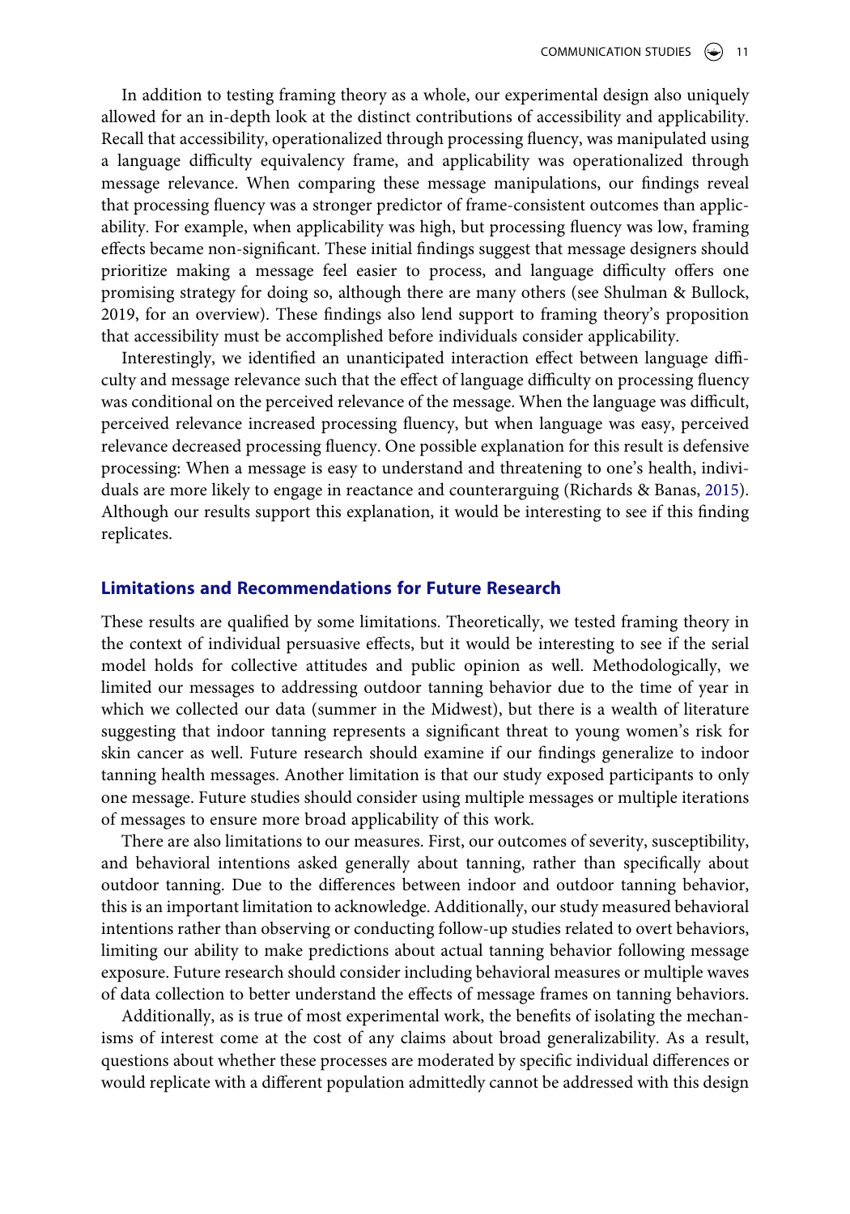In addition to testing framing theory as a whole, our experimental design also uniquely allowed for an in-depth look at the distinct contributions of accessibility and applicability. Recall that accessibility, operationalized through processing fluency, was manipulated using a language difficulty equivalency frame, and applicability was operationalized through message relevance. When comparing these message manipulations, our findings reveal that processing fluency was a stronger predictor of frame-consistent outcomes than applicability. For example, when applicability was high, but processing fluency was low, framing effects became non-significant. These initial findings suggest that message designers should prioritize making a message feel easier to process, and language difficulty offers one promising strategy for doing so, although there are many others (see Shulman & Bullock, 2019, for an overview). These findings also lend support to framing theory's proposition that accessibility must be accomplished before individuals consider applicability.

Interestingly, we identified an unanticipated interaction effect between language difficulty and message relevance such that the effect of language difficulty on processing fluency was conditional on the perceived relevance of the message. When the language was difficult, perceived relevance increased processing fluency, but when language was easy, perceived relevance decreased processing fluency. One possible explanation for this result is defensive processing: When a message is easy to understand and threatening to one's health, individuals are more likely to engage in reactance and counterarguing (Richards & Banas, 2015). Although our results support this explanation, it would be interesting to see if this finding replicates.

## Limitations and Recommendations for Future Research

These results are qualified by some limitations. Theoretically, we tested framing theory in the context of individual persuasive effects, but it would be interesting to see if the serial model holds for collective attitudes and public opinion as well. Methodologically, we limited our messages to addressing outdoor tanning behavior due to the time of year in which we collected our data (summer in the Midwest), but there is a wealth of literature suggesting that indoor tanning represents a significant threat to young women's risk for skin cancer as well. Future research should examine if our findings generalize to indoor tanning health messages. Another limitation is that our study exposed participants to only one message. Future studies should consider using multiple messages or multiple iterations of messages to ensure more broad applicability of this work.

There are also limitations to our measures. First, our outcomes of severity, susceptibility, and behavioral intentions asked generally about tanning, rather than specifically about outdoor tanning. Due to the differences between indoor and outdoor tanning behavior, this is an important limitation to acknowledge. Additionally, our study measured behavioral intentions rather than observing or conducting follow-up studies related to overt behaviors, limiting our ability to make predictions about actual tanning behavior following message exposure. Future research should consider including behavioral measures or multiple waves of data collection to better understand the effects of message frames on tanning behaviors.

Additionally, as is true of most experimental work, the benefits of isolating the mechanisms of interest come at the cost of any claims about broad generalizability. As a result, questions about whether these processes are moderated by specific individual differences or would replicate with a different population admittedly cannot be addressed with this design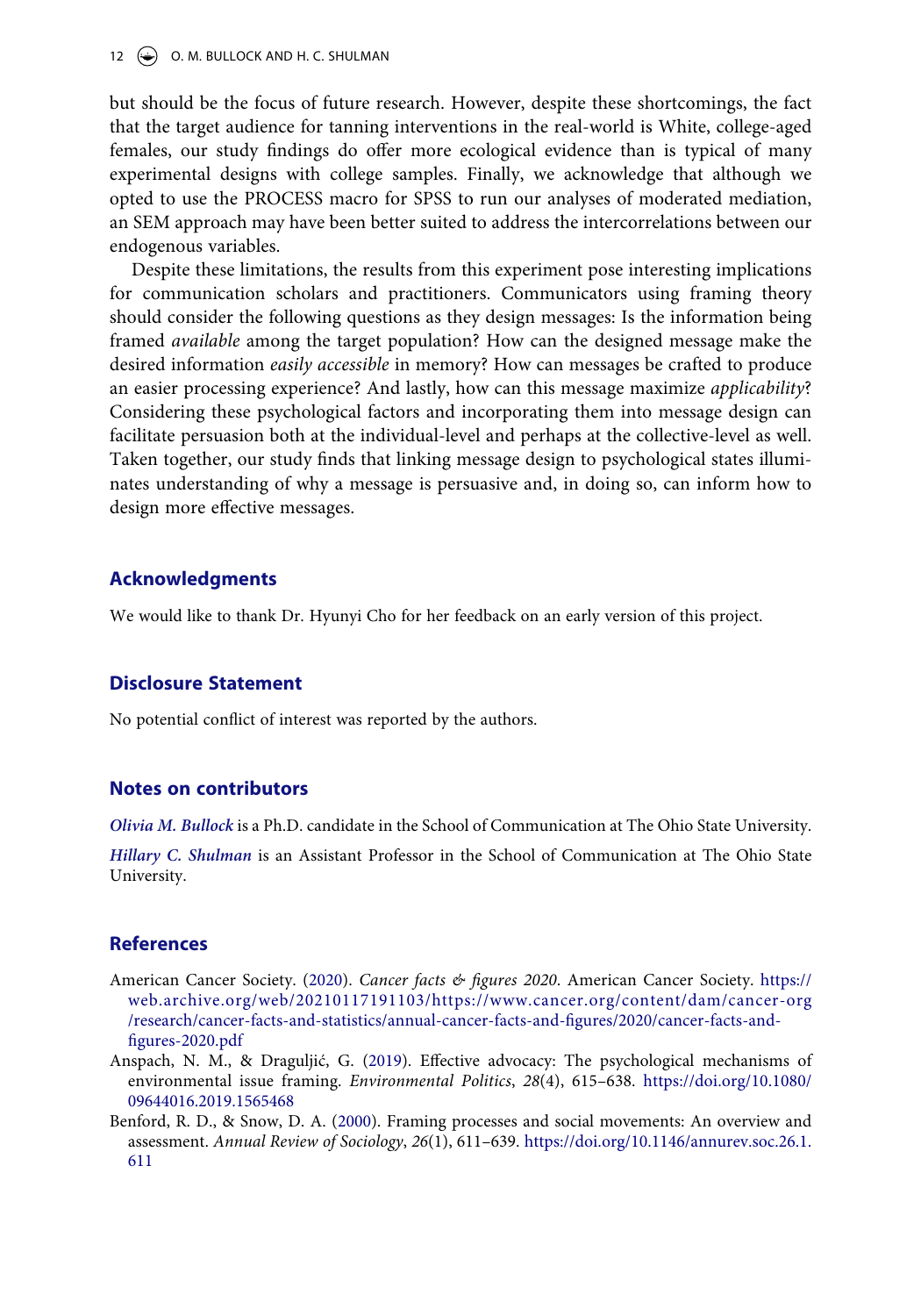but should be the focus of future research. However, despite these shortcomings, the fact that the target audience for tanning interventions in the real-world is White, college-aged females, our study findings do offer more ecological evidence than is typical of many experimental designs with college samples. Finally, we acknowledge that although we opted to use the PROCESS macro for SPSS to run our analyses of moderated mediation, an SEM approach may have been better suited to address the intercorrelations between our endogenous variables.

Despite these limitations, the results from this experiment pose interesting implications for communication scholars and practitioners. Communicators using framing theory should consider the following questions as they design messages: Is the information being framed *available* among the target population? How can the designed message make the desired information *easily accessible* in memory? How can messages be crafted to produce an easier processing experience? And lastly, how can this message maximize *applicability*? Considering these psychological factors and incorporating them into message design can facilitate persuasion both at the individual-level and perhaps at the collective-level as well. Taken together, our study finds that linking message design to psychological states illuminates understanding of why a message is persuasive and, in doing so, can inform how to design more effective messages.

## Acknowledgments

We would like to thank Dr. Hyunyi Cho for her feedback on an early version of this project.

## Disclosure Statement

No potential conflict of interest was reported by the authors.

## Notes on contributors

***Olivia M. Bullock*** is a Ph.D. candidate in the School of Communication at The Ohio State University.

***Hillary C. Shulman*** is an Assistant Professor in the School of Communication at The Ohio State University.

## References

American Cancer Society. (2020). *Cancer facts & figures 2020*. American Cancer Society. https://web.archive.org/web/20210117191103/https://www.cancer.org/content/dam/cancer-org/research/cancer-facts-and-statistics/annual-cancer-facts-and-figures/2020/cancer-facts-and-figures-2020.pdf

Anspach, N. M., & Draguljić, G. (2019). Effective advocacy: The psychological mechanisms of environmental issue framing. *Environmental Politics*, *28*(4), 615–638. https://doi.org/10.1080/09644016.2019.1565468

Benford, R. D., & Snow, D. A. (2000). Framing processes and social movements: An overview and assessment. *Annual Review of Sociology*, *26*(1), 611–639. https://doi.org/10.1146/annurev.soc.26.1.611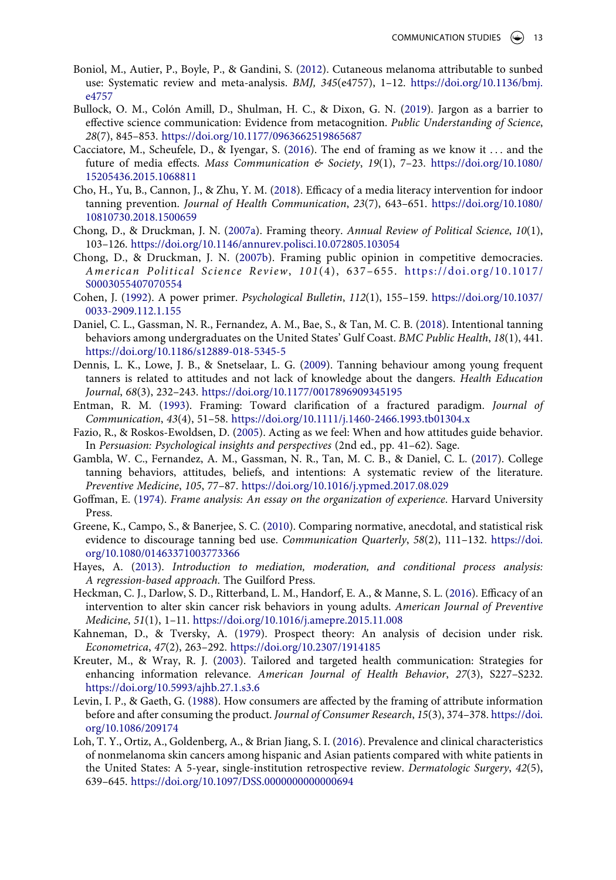Boniol, M., Autier, P., Boyle, P., & Gandini, S. (2012). Cutaneous melanoma attributable to sunbed use: Systematic review and meta-analysis. *BMJ, 345*(e4757), 1–12. https://doi.org/10.1136/bmj.e4757

Bullock, O. M., Colón Amill, D., Shulman, H. C., & Dixon, G. N. (2019). Jargon as a barrier to effective science communication: Evidence from metacognition. *Public Understanding of Science*, *28*(7), 845–853. https://doi.org/10.1177/0963662519865687

Cacciatore, M., Scheufele, D., & Iyengar, S. (2016). The end of framing as we know it . . . and the future of media effects. *Mass Communication & Society*, *19*(1), 7–23. https://doi.org/10.1080/15205436.2015.1068811

Cho, H., Yu, B., Cannon, J., & Zhu, Y. M. (2018). Efficacy of a media literacy intervention for indoor tanning prevention. *Journal of Health Communication*, *23*(7), 643–651. https://doi.org/10.1080/10810730.2018.1500659

Chong, D., & Druckman, J. N. (2007a). Framing theory. *Annual Review of Political Science*, *10*(1), 103–126. https://doi.org/10.1146/annurev.polisci.10.072805.103054

Chong, D., & Druckman, J. N. (2007b). Framing public opinion in competitive democracies. *American Political Science Review*, *101*(4), 637–655. https://doi.org/10.1017/S0003055407070554

Cohen, J. (1992). A power primer. *Psychological Bulletin*, *112*(1), 155–159. https://doi.org/10.1037/0033-2909.112.1.155

Daniel, C. L., Gassman, N. R., Fernandez, A. M., Bae, S., & Tan, M. C. B. (2018). Intentional tanning behaviors among undergraduates on the United States' Gulf Coast. *BMC Public Health*, *18*(1), 441. https://doi.org/10.1186/s12889-018-5345-5

Dennis, L. K., Lowe, J. B., & Snetselaar, L. G. (2009). Tanning behaviour among young frequent tanners is related to attitudes and not lack of knowledge about the dangers. *Health Education Journal*, *68*(3), 232–243. https://doi.org/10.1177/0017896909345195

Entman, R. M. (1993). Framing: Toward clarification of a fractured paradigm. *Journal of Communication*, *43*(4), 51–58. https://doi.org/10.1111/j.1460-2466.1993.tb01304.x

Fazio, R., & Roskos-Ewoldsen, D. (2005). Acting as we feel: When and how attitudes guide behavior. In *Persuasion: Psychological insights and perspectives* (2nd ed., pp. 41–62). Sage.

Gambla, W. C., Fernandez, A. M., Gassman, N. R., Tan, M. C. B., & Daniel, C. L. (2017). College tanning behaviors, attitudes, beliefs, and intentions: A systematic review of the literature. *Preventive Medicine*, *105*, 77–87. https://doi.org/10.1016/j.ypmed.2017.08.029

Goffman, E. (1974). *Frame analysis: An essay on the organization of experience*. Harvard University Press.

Greene, K., Campo, S., & Banerjee, S. C. (2010). Comparing normative, anecdotal, and statistical risk evidence to discourage tanning bed use. *Communication Quarterly*, *58*(2), 111–132. https://doi.org/10.1080/01463371003773366

Hayes, A. (2013). *Introduction to mediation, moderation, and conditional process analysis: A regression-based approach*. The Guilford Press.

Heckman, C. J., Darlow, S. D., Ritterband, L. M., Handorf, E. A., & Manne, S. L. (2016). Efficacy of an intervention to alter skin cancer risk behaviors in young adults. *American Journal of Preventive Medicine*, *51*(1), 1–11. https://doi.org/10.1016/j.amepre.2015.11.008

Kahneman, D., & Tversky, A. (1979). Prospect theory: An analysis of decision under risk. *Econometrica*, *47*(2), 263–292. https://doi.org/10.2307/1914185

Kreuter, M., & Wray, R. J. (2003). Tailored and targeted health communication: Strategies for enhancing information relevance. *American Journal of Health Behavior*, *27*(3), S227–S232. https://doi.org/10.5993/ajhb.27.1.s3.6

Levin, I. P., & Gaeth, G. (1988). How consumers are affected by the framing of attribute information before and after consuming the product. *Journal of Consumer Research*, *15*(3), 374–378. https://doi.org/10.1086/209174

Loh, T. Y., Ortiz, A., Goldenberg, A., & Brian Jiang, S. I. (2016). Prevalence and clinical characteristics of nonmelanoma skin cancers among hispanic and Asian patients compared with white patients in the United States: A 5-year, single-institution retrospective review. *Dermatologic Surgery*, *42*(5), 639–645. https://doi.org/10.1097/DSS.0000000000000694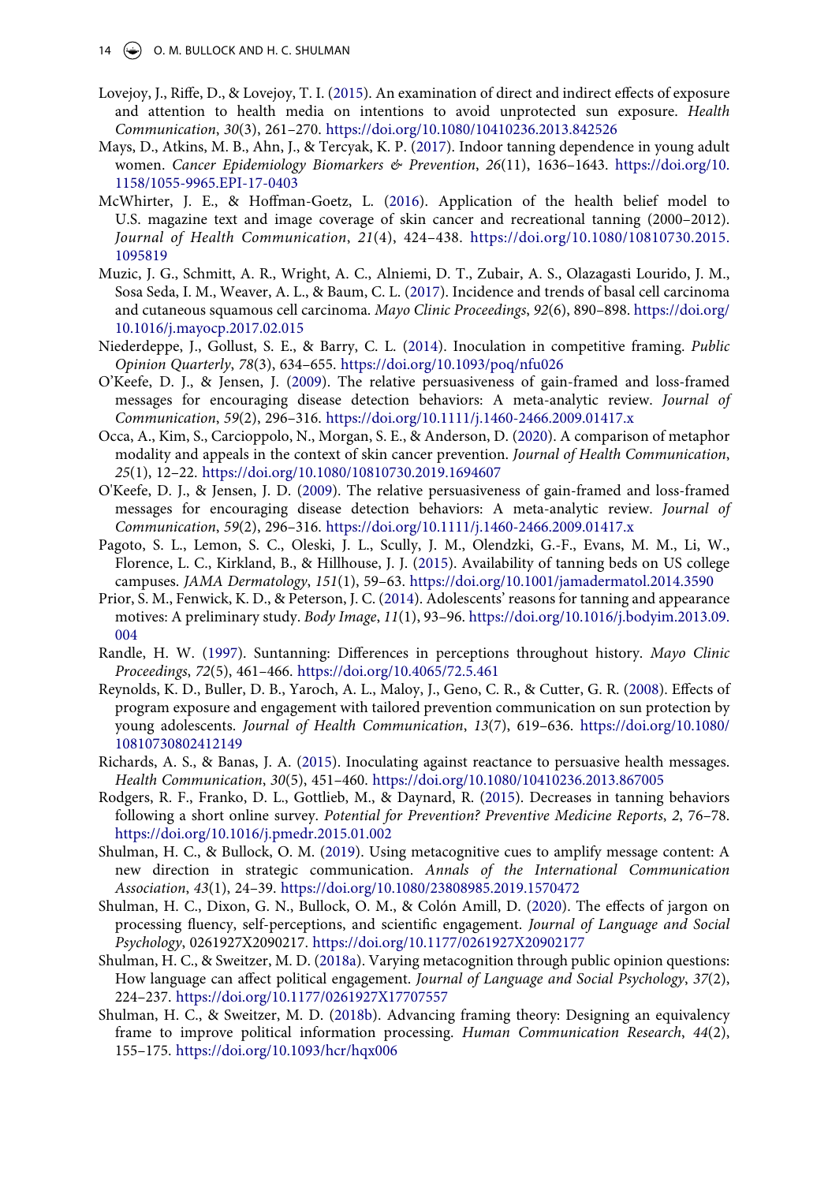Lovejoy, J., Riffe, D., & Lovejoy, T. I. (2015). An examination of direct and indirect effects of exposure and attention to health media on intentions to avoid unprotected sun exposure. *Health Communication*, *30*(3), 261–270. https://doi.org/10.1080/10410236.2013.842526

Mays, D., Atkins, M. B., Ahn, J., & Tercyak, K. P. (2017). Indoor tanning dependence in young adult women. *Cancer Epidemiology Biomarkers & Prevention*, *26*(11), 1636–1643. https://doi.org/10.1158/1055-9965.EPI-17-0403

McWhirter, J. E., & Hoffman-Goetz, L. (2016). Application of the health belief model to U.S. magazine text and image coverage of skin cancer and recreational tanning (2000–2012). *Journal of Health Communication*, *21*(4), 424–438. https://doi.org/10.1080/10810730.2015.1095819

Muzic, J. G., Schmitt, A. R., Wright, A. C., Alniemi, D. T., Zubair, A. S., Olazagasti Lourido, J. M., Sosa Seda, I. M., Weaver, A. L., & Baum, C. L. (2017). Incidence and trends of basal cell carcinoma and cutaneous squamous cell carcinoma. *Mayo Clinic Proceedings*, *92*(6), 890–898. https://doi.org/10.1016/j.mayocp.2017.02.015

Niederdeppe, J., Gollust, S. E., & Barry, C. L. (2014). Inoculation in competitive framing. *Public Opinion Quarterly*, *78*(3), 634–655. https://doi.org/10.1093/poq/nfu026

O'Keefe, D. J., & Jensen, J. (2009). The relative persuasiveness of gain-framed and loss-framed messages for encouraging disease detection behaviors: A meta-analytic review. *Journal of Communication*, *59*(2), 296–316. https://doi.org/10.1111/j.1460-2466.2009.01417.x

Occa, A., Kim, S., Carcioppolo, N., Morgan, S. E., & Anderson, D. (2020). A comparison of metaphor modality and appeals in the context of skin cancer prevention. *Journal of Health Communication*, *25*(1), 12–22. https://doi.org/10.1080/10810730.2019.1694607

O'Keefe, D. J., & Jensen, J. D. (2009). The relative persuasiveness of gain-framed and loss-framed messages for encouraging disease detection behaviors: A meta-analytic review. *Journal of Communication*, *59*(2), 296–316. https://doi.org/10.1111/j.1460-2466.2009.01417.x

Pagoto, S. L., Lemon, S. C., Oleski, J. L., Scully, J. M., Olendzki, G.-F., Evans, M. M., Li, W., Florence, L. C., Kirkland, B., & Hillhouse, J. J. (2015). Availability of tanning beds on US college campuses. *JAMA Dermatology*, *151*(1), 59–63. https://doi.org/10.1001/jamadermatol.2014.3590

Prior, S. M., Fenwick, K. D., & Peterson, J. C. (2014). Adolescents' reasons for tanning and appearance motives: A preliminary study. *Body Image*, *11*(1), 93–96. https://doi.org/10.1016/j.bodyim.2013.09.004

Randle, H. W. (1997). Suntanning: Differences in perceptions throughout history. *Mayo Clinic Proceedings*, *72*(5), 461–466. https://doi.org/10.4065/72.5.461

Reynolds, K. D., Buller, D. B., Yaroch, A. L., Maloy, J., Geno, C. R., & Cutter, G. R. (2008). Effects of program exposure and engagement with tailored prevention communication on sun protection by young adolescents. *Journal of Health Communication*, *13*(7), 619–636. https://doi.org/10.1080/10810730802412149

Richards, A. S., & Banas, J. A. (2015). Inoculating against reactance to persuasive health messages. *Health Communication*, *30*(5), 451–460. https://doi.org/10.1080/10410236.2013.867005

Rodgers, R. F., Franko, D. L., Gottlieb, M., & Daynard, R. (2015). Decreases in tanning behaviors following a short online survey. *Potential for Prevention? Preventive Medicine Reports*, *2*, 76–78. https://doi.org/10.1016/j.pmedr.2015.01.002

Shulman, H. C., & Bullock, O. M. (2019). Using metacognitive cues to amplify message content: A new direction in strategic communication. *Annals of the International Communication Association*, *43*(1), 24–39. https://doi.org/10.1080/23808985.2019.1570472

Shulman, H. C., Dixon, G. N., Bullock, O. M., & Colón Amill, D. (2020). The effects of jargon on processing fluency, self-perceptions, and scientific engagement. *Journal of Language and Social Psychology*, 0261927X2090217. https://doi.org/10.1177/0261927X20902177

Shulman, H. C., & Sweitzer, M. D. (2018a). Varying metacognition through public opinion questions: How language can affect political engagement. *Journal of Language and Social Psychology*, *37*(2), 224–237. https://doi.org/10.1177/0261927X17707557

Shulman, H. C., & Sweitzer, M. D. (2018b). Advancing framing theory: Designing an equivalency frame to improve political information processing. *Human Communication Research*, *44*(2), 155–175. https://doi.org/10.1093/hcr/hqx006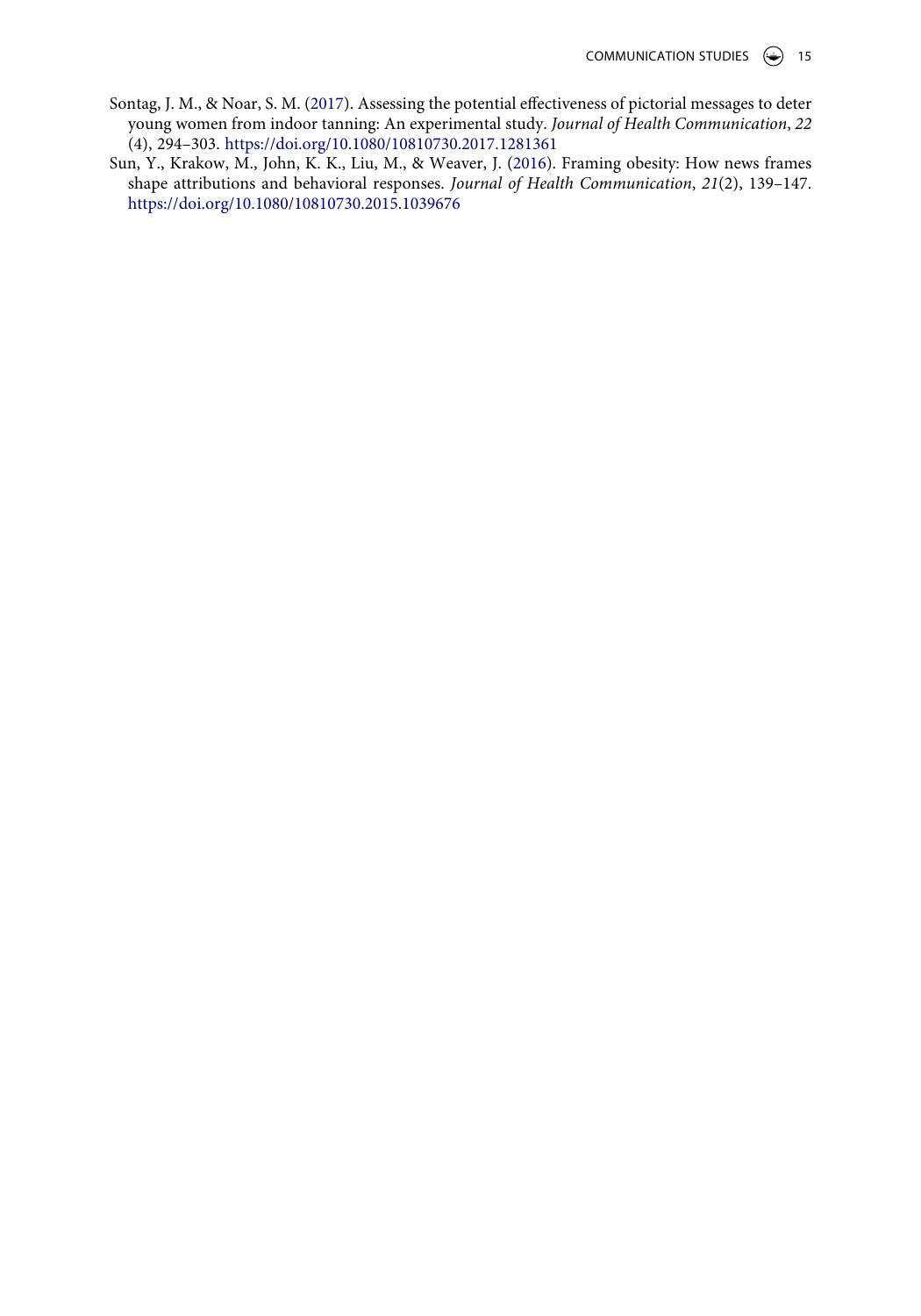Sontag, J. M., & Noar, S. M. (2017). Assessing the potential effectiveness of pictorial messages to deter young women from indoor tanning: An experimental study. *Journal of Health Communication*, *22* (4), 294–303. https://doi.org/10.1080/10810730.2017.1281361

Sun, Y., Krakow, M., John, K. K., Liu, M., & Weaver, J. (2016). Framing obesity: How news frames shape attributions and behavioral responses. *Journal of Health Communication*, *21*(2), 139–147. https://doi.org/10.1080/10810730.2015.1039676